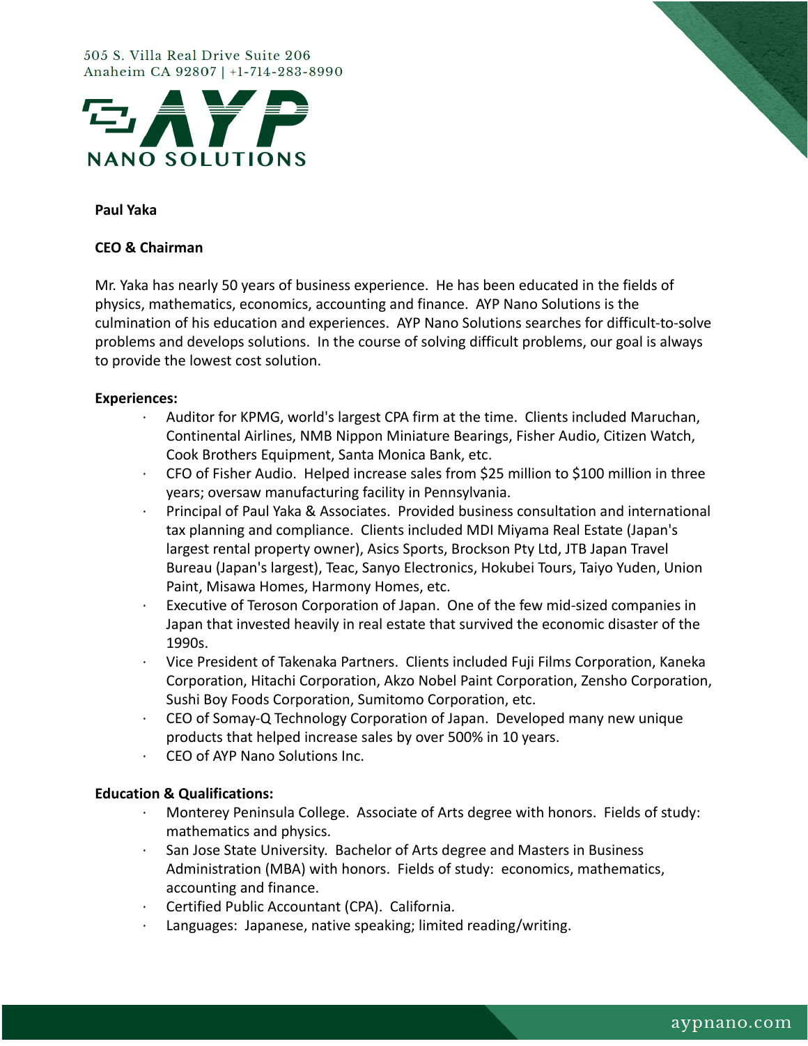505 S. Villa Real Drive Suite 206
Anaheim CA 92807 | +1-714-283-8990

AYP NANO SOLUTIONS

**Paul Yaka**

**CEO & Chairman**

Mr. Yaka has nearly 50 years of business experience. He has been educated in the fields of physics, mathematics, economics, accounting and finance. AYP Nano Solutions is the culmination of his education and experiences. AYP Nano Solutions searches for difficult-to-solve problems and develops solutions. In the course of solving difficult problems, our goal is always to provide the lowest cost solution.

**Experiences:**

- Auditor for KPMG, world's largest CPA firm at the time. Clients included Maruchan, Continental Airlines, NMB Nippon Miniature Bearings, Fisher Audio, Citizen Watch, Cook Brothers Equipment, Santa Monica Bank, etc.
- CFO of Fisher Audio. Helped increase sales from $25 million to $100 million in three years; oversaw manufacturing facility in Pennsylvania.
- Principal of Paul Yaka & Associates. Provided business consultation and international tax planning and compliance. Clients included MDI Miyama Real Estate (Japan's largest rental property owner), Asics Sports, Brockson Pty Ltd, JTB Japan Travel Bureau (Japan's largest), Teac, Sanyo Electronics, Hokubei Tours, Taiyo Yuden, Union Paint, Misawa Homes, Harmony Homes, etc.
- Executive of Teroson Corporation of Japan. One of the few mid-sized companies in Japan that invested heavily in real estate that survived the economic disaster of the 1990s.
- Vice President of Takenaka Partners. Clients included Fuji Films Corporation, Kaneka Corporation, Hitachi Corporation, Akzo Nobel Paint Corporation, Zensho Corporation, Sushi Boy Foods Corporation, Sumitomo Corporation, etc.
- CEO of Somay-Q Technology Corporation of Japan. Developed many new unique products that helped increase sales by over 500% in 10 years.
- CEO of AYP Nano Solutions Inc.

**Education & Qualifications:**

- Monterey Peninsula College. Associate of Arts degree with honors. Fields of study: mathematics and physics.
- San Jose State University. Bachelor of Arts degree and Masters in Business Administration (MBA) with honors. Fields of study: economics, mathematics, accounting and finance.
- Certified Public Accountant (CPA). California.
- Languages: Japanese, native speaking; limited reading/writing.

aypnano.com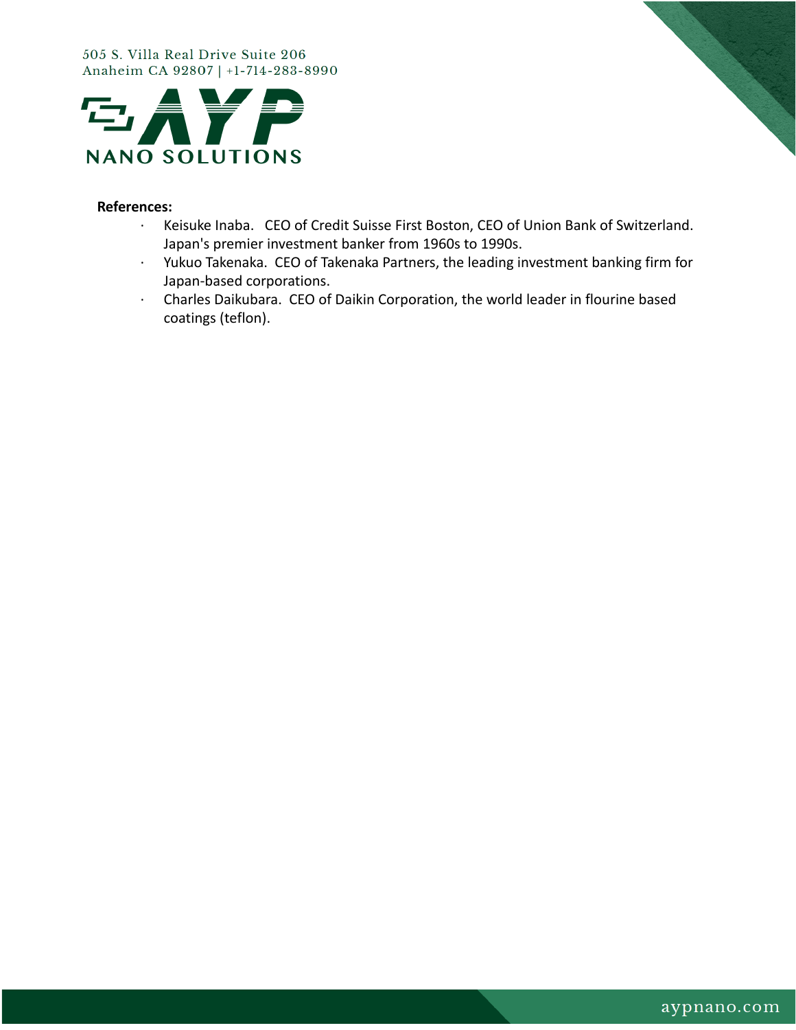505 S. Villa Real Drive Suite 206
Anaheim CA 92807 | +1-714-283-8990

AYP NANO SOLUTIONS

**References:**

- Keisuke Inaba. CEO of Credit Suisse First Boston, CEO of Union Bank of Switzerland. Japan's premier investment banker from 1960s to 1990s.
- Yukuo Takenaka. CEO of Takenaka Partners, the leading investment banking firm for Japan-based corporations.
- Charles Daikubara. CEO of Daikin Corporation, the world leader in flourine based coatings (teflon).

aypnano.com